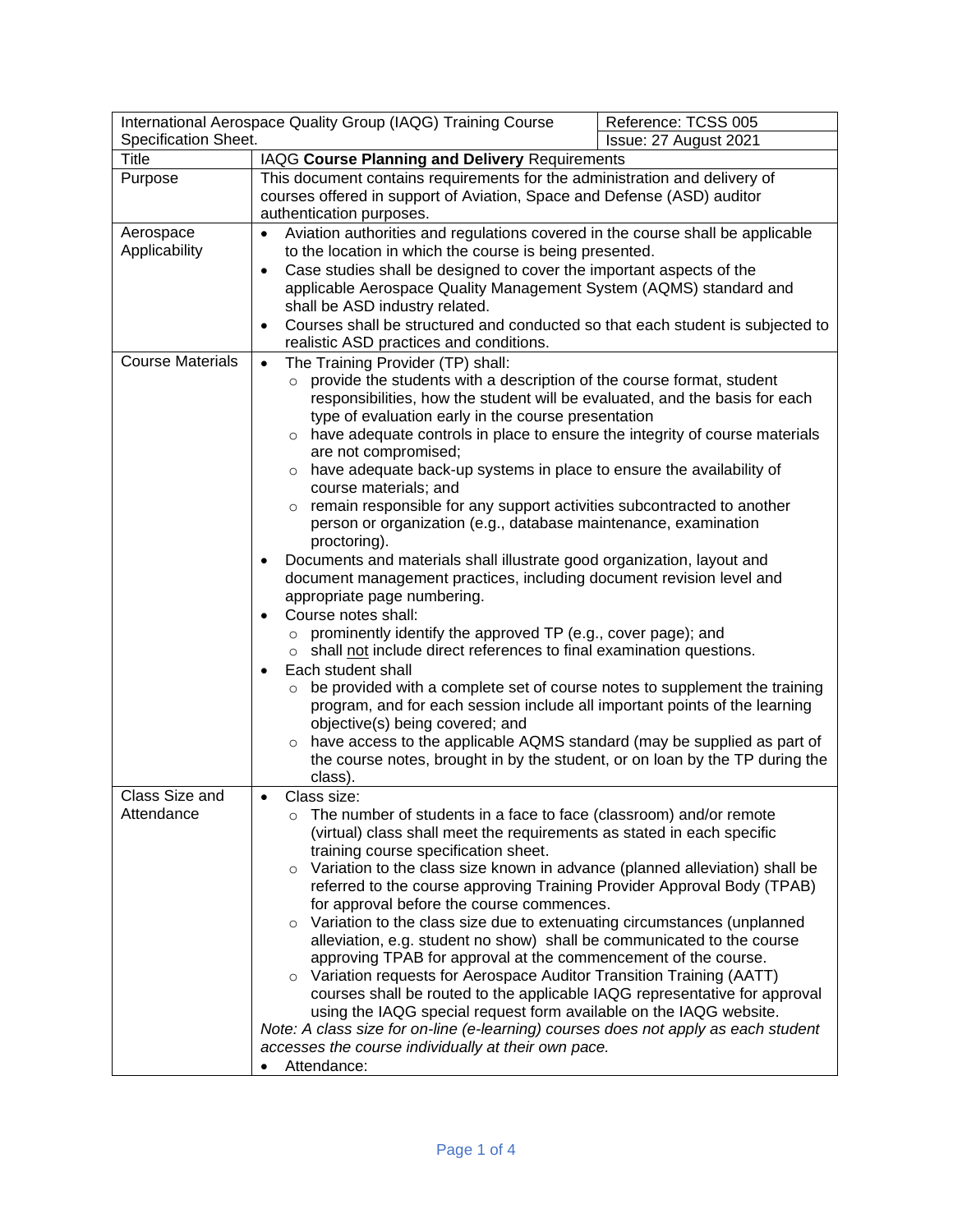| International Aerospace Quality Group (IAQG) Training Course Specification Sheet. | | Reference: TCSS 005<br>Issue: 27 August 2021 |
|---|---|---|
| Title | IAQG **Course Planning and Delivery** Requirements | |
| Purpose | This document contains requirements for the administration and delivery of courses offered in support of Aviation, Space and Defense (ASD) auditor authentication purposes. | |
| Aerospace Applicability | • Aviation authorities and regulations covered in the course shall be applicable to the location in which the course is being presented.<br>• Case studies shall be designed to cover the important aspects of the applicable Aerospace Quality Management System (AQMS) standard and shall be ASD industry related.<br>• Courses shall be structured and conducted so that each student is subjected to realistic ASD practices and conditions. | |
| Course Materials | • The Training Provider (TP) shall:<br>  ○ provide the students with a description of the course format, student responsibilities, how the student will be evaluated, and the basis for each type of evaluation early in the course presentation<br>  ○ have adequate controls in place to ensure the integrity of course materials are not compromised;<br>  ○ have adequate back-up systems in place to ensure the availability of course materials; and<br>  ○ remain responsible for any support activities subcontracted to another person or organization (e.g., database maintenance, examination proctoring).<br>• Documents and materials shall illustrate good organization, layout and document management practices, including document revision level and appropriate page numbering.<br>• Course notes shall:<br>  ○ prominently identify the approved TP (e.g., cover page); and<br>  ○ shall <u>not</u> include direct references to final examination questions.<br>• Each student shall<br>  ○ be provided with a complete set of course notes to supplement the training program, and for each session include all important points of the learning objective(s) being covered; and<br>  ○ have access to the applicable AQMS standard (may be supplied as part of the course notes, brought in by the student, or on loan by the TP during the class). | |
| Class Size and Attendance | • Class size:<br>  ○ The number of students in a face to face (classroom) and/or remote (virtual) class shall meet the requirements as stated in each specific training course specification sheet.<br>  ○ Variation to the class size known in advance (planned alleviation) shall be referred to the course approving Training Provider Approval Body (TPAB) for approval before the course commences.<br>  ○ Variation to the class size due to extenuating circumstances (unplanned alleviation, e.g. student no show) shall be communicated to the course approving TPAB for approval at the commencement of the course.<br>  ○ Variation requests for Aerospace Auditor Transition Training (AATT) courses shall be routed to the applicable IAQG representative for approval using the IAQG special request form available on the IAQG website.<br>*Note: A class size for on-line (e-learning) courses does not apply as each student accesses the course individually at their own pace.*<br>• Attendance: | |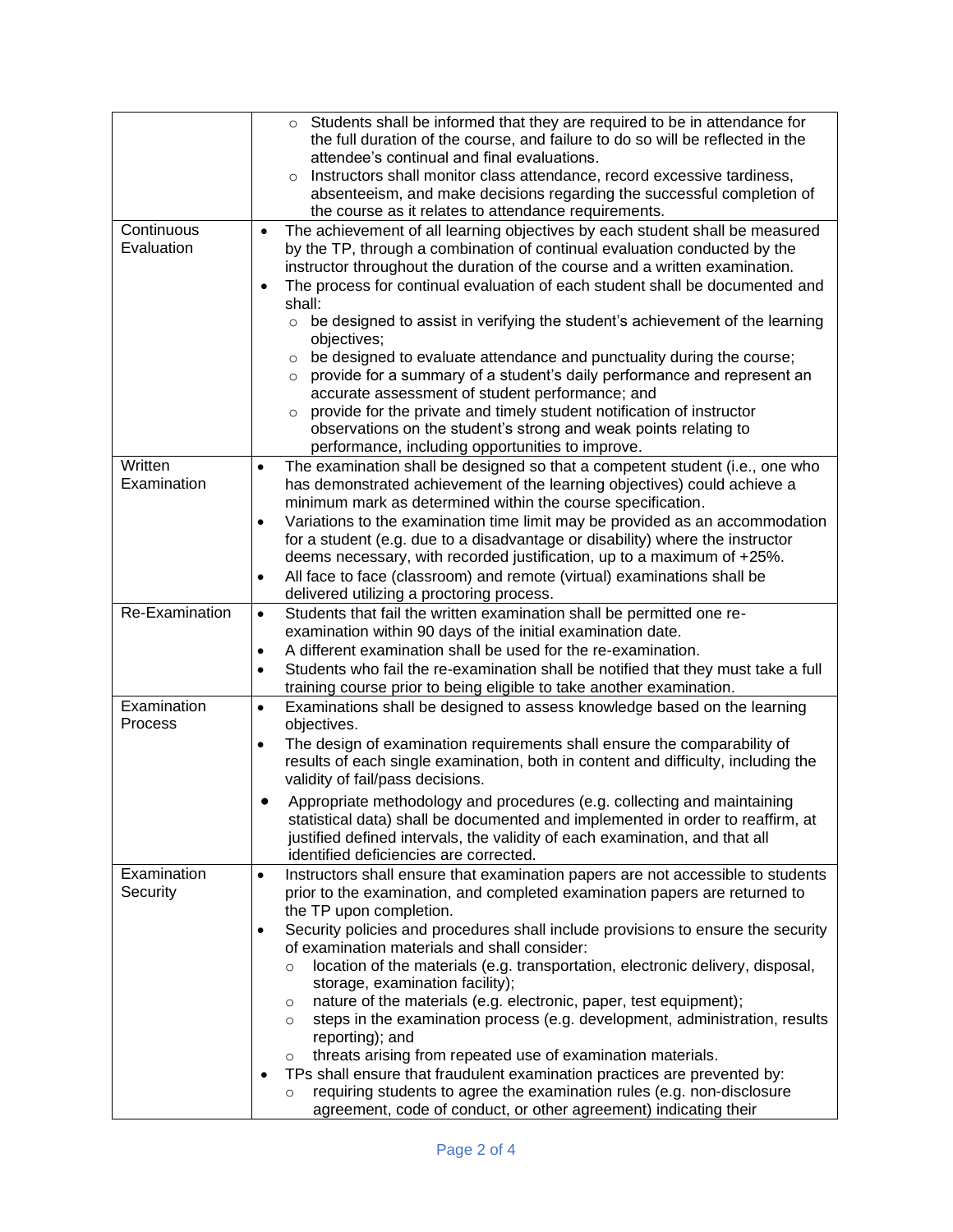| | |
|---|---|
| | ◦ Students shall be informed that they are required to be in attendance for the full duration of the course, and failure to do so will be reflected in the attendee's continual and final evaluations.<br>◦ Instructors shall monitor class attendance, record excessive tardiness, absenteeism, and make decisions regarding the successful completion of the course as it relates to attendance requirements. |
| Continuous Evaluation | • The achievement of all learning objectives by each student shall be measured by the TP, through a combination of continual evaluation conducted by the instructor throughout the duration of the course and a written examination.<br>• The process for continual evaluation of each student shall be documented and shall:<br>◦ be designed to assist in verifying the student's achievement of the learning objectives;<br>◦ be designed to evaluate attendance and punctuality during the course;<br>◦ provide for a summary of a student's daily performance and represent an accurate assessment of student performance; and<br>◦ provide for the private and timely student notification of instructor observations on the student's strong and weak points relating to performance, including opportunities to improve. |
| Written Examination | • The examination shall be designed so that a competent student (i.e., one who has demonstrated achievement of the learning objectives) could achieve a minimum mark as determined within the course specification.<br>• Variations to the examination time limit may be provided as an accommodation for a student (e.g. due to a disadvantage or disability) where the instructor deems necessary, with recorded justification, up to a maximum of +25%.<br>• All face to face (classroom) and remote (virtual) examinations shall be delivered utilizing a proctoring process. |
| Re-Examination | • Students that fail the written examination shall be permitted one re-examination within 90 days of the initial examination date.<br>• A different examination shall be used for the re-examination.<br>• Students who fail the re-examination shall be notified that they must take a full training course prior to being eligible to take another examination. |
| Examination Process | • Examinations shall be designed to assess knowledge based on the learning objectives.<br>• The design of examination requirements shall ensure the comparability of results of each single examination, both in content and difficulty, including the validity of fail/pass decisions.<br>• Appropriate methodology and procedures (e.g. collecting and maintaining statistical data) shall be documented and implemented in order to reaffirm, at justified defined intervals, the validity of each examination, and that all identified deficiencies are corrected. |
| Examination Security | • Instructors shall ensure that examination papers are not accessible to students prior to the examination, and completed examination papers are returned to the TP upon completion.<br>• Security policies and procedures shall include provisions to ensure the security of examination materials and shall consider:<br>◦ location of the materials (e.g. transportation, electronic delivery, disposal, storage, examination facility);<br>◦ nature of the materials (e.g. electronic, paper, test equipment);<br>◦ steps in the examination process (e.g. development, administration, results reporting); and<br>◦ threats arising from repeated use of examination materials.<br>• TPs shall ensure that fraudulent examination practices are prevented by:<br>◦ requiring students to agree the examination rules (e.g. non-disclosure agreement, code of conduct, or other agreement) indicating their |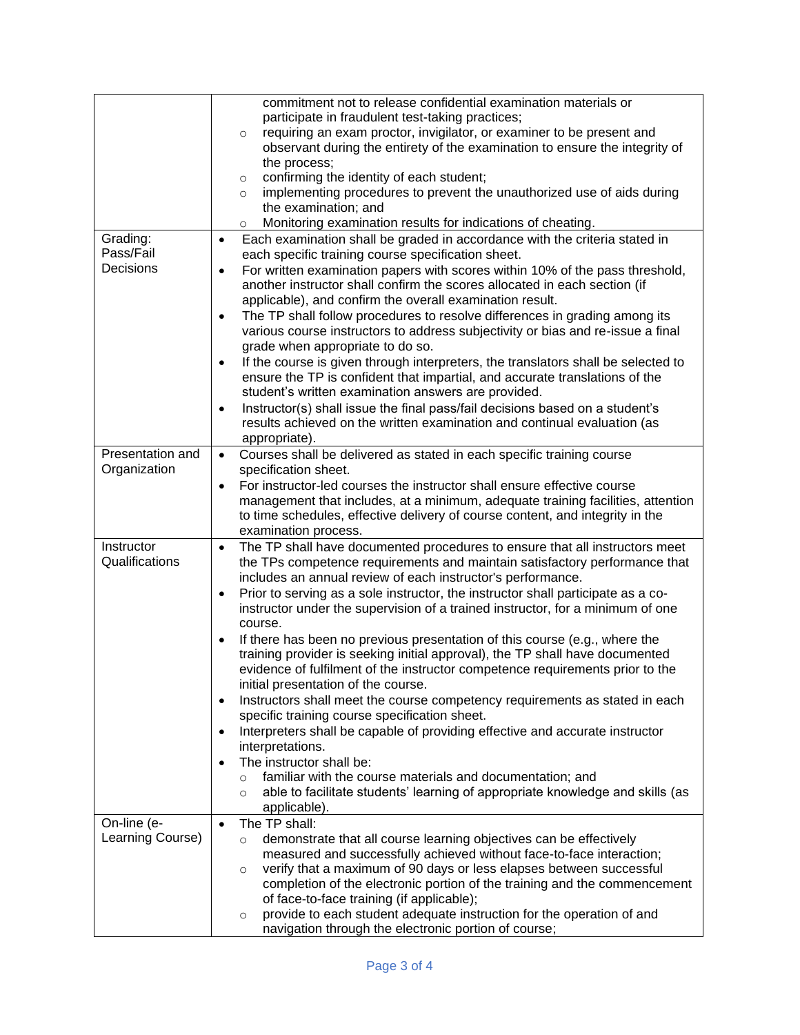| | |
|---|---|
| | ○ commitment not to release confidential examination materials or participate in fraudulent test-taking practices;<br>○ requiring an exam proctor, invigilator, or examiner to be present and observant during the entirety of the examination to ensure the integrity of the process;<br>○ confirming the identity of each student;<br>○ implementing procedures to prevent the unauthorized use of aids during the examination; and<br>○ Monitoring examination results for indications of cheating. |
| Grading: Pass/Fail Decisions | • Each examination shall be graded in accordance with the criteria stated in each specific training course specification sheet.<br>• For written examination papers with scores within 10% of the pass threshold, another instructor shall confirm the scores allocated in each section (if applicable), and confirm the overall examination result.<br>• The TP shall follow procedures to resolve differences in grading among its various course instructors to address subjectivity or bias and re-issue a final grade when appropriate to do so.<br>• If the course is given through interpreters, the translators shall be selected to ensure the TP is confident that impartial, and accurate translations of the student's written examination answers are provided.<br>• Instructor(s) shall issue the final pass/fail decisions based on a student's results achieved on the written examination and continual evaluation (as appropriate). |
| Presentation and Organization | • Courses shall be delivered as stated in each specific training course specification sheet.<br>• For instructor-led courses the instructor shall ensure effective course management that includes, at a minimum, adequate training facilities, attention to time schedules, effective delivery of course content, and integrity in the examination process. |
| Instructor Qualifications | • The TP shall have documented procedures to ensure that all instructors meet the TPs competence requirements and maintain satisfactory performance that includes an annual review of each instructor's performance.<br>• Prior to serving as a sole instructor, the instructor shall participate as a co-instructor under the supervision of a trained instructor, for a minimum of one course.<br>• If there has been no previous presentation of this course (e.g., where the training provider is seeking initial approval), the TP shall have documented evidence of fulfilment of the instructor competence requirements prior to the initial presentation of the course.<br>• Instructors shall meet the course competency requirements as stated in each specific training course specification sheet.<br>• Interpreters shall be capable of providing effective and accurate instructor interpretations.<br>• The instructor shall be:<br>○ familiar with the course materials and documentation; and<br>○ able to facilitate students' learning of appropriate knowledge and skills (as applicable). |
| On-line (e-Learning Course) | • The TP shall:<br>○ demonstrate that all course learning objectives can be effectively measured and successfully achieved without face-to-face interaction;<br>○ verify that a maximum of 90 days or less elapses between successful completion of the electronic portion of the training and the commencement of face-to-face training (if applicable);<br>○ provide to each student adequate instruction for the operation of and navigation through the electronic portion of course; |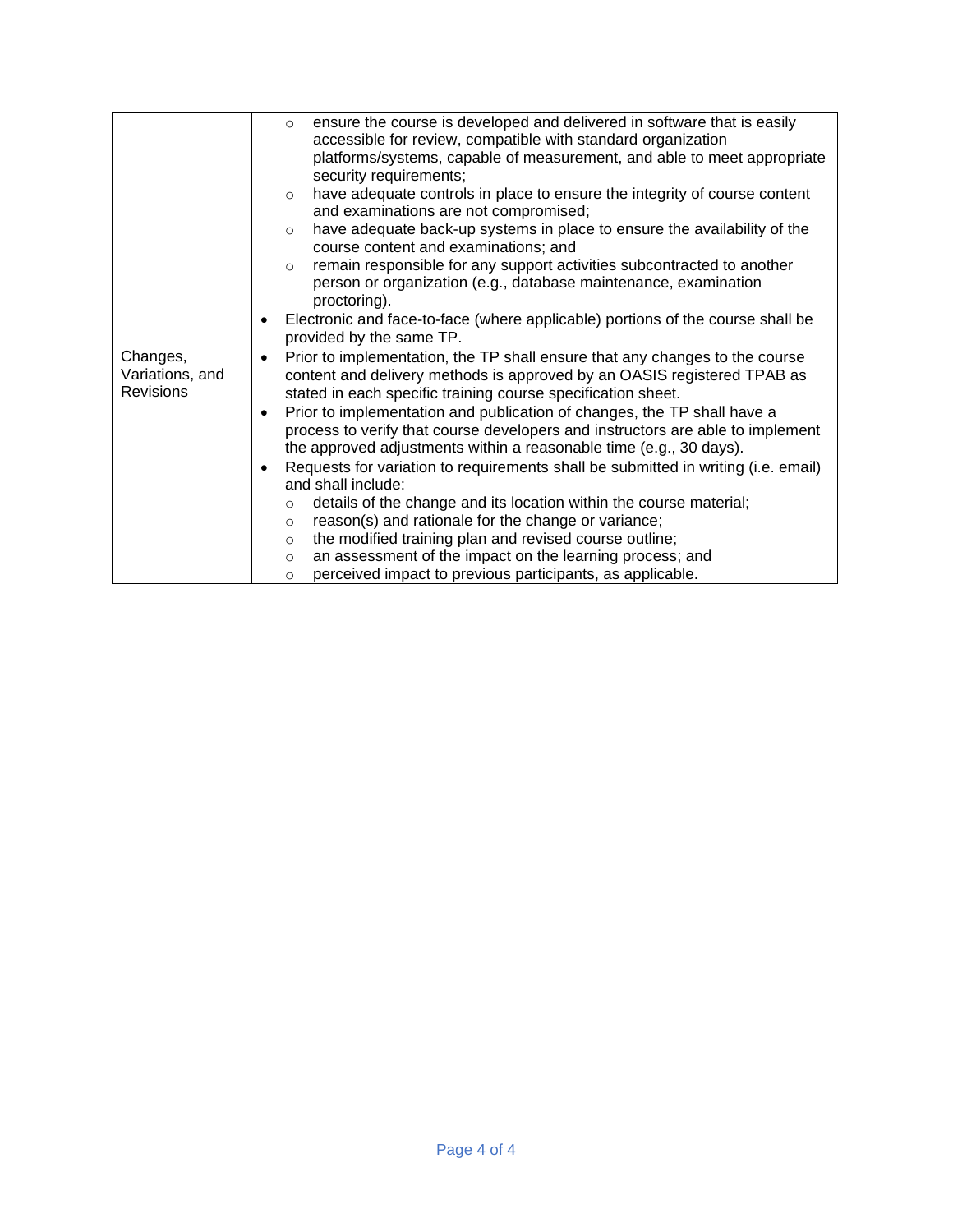| | |
|---|---|
| | ◦ ensure the course is developed and delivered in software that is easily accessible for review, compatible with standard organization platforms/systems, capable of measurement, and able to meet appropriate security requirements;<br>◦ have adequate controls in place to ensure the integrity of course content and examinations are not compromised;<br>◦ have adequate back-up systems in place to ensure the availability of the course content and examinations; and<br>◦ remain responsible for any support activities subcontracted to another person or organization (e.g., database maintenance, examination proctoring).<br>• Electronic and face-to-face (where applicable) portions of the course shall be provided by the same TP. |
| Changes, Variations, and Revisions | • Prior to implementation, the TP shall ensure that any changes to the course content and delivery methods is approved by an OASIS registered TPAB as stated in each specific training course specification sheet.<br>• Prior to implementation and publication of changes, the TP shall have a process to verify that course developers and instructors are able to implement the approved adjustments within a reasonable time (e.g., 30 days).<br>• Requests for variation to requirements shall be submitted in writing (i.e. email) and shall include:<br>◦ details of the change and its location within the course material;<br>◦ reason(s) and rationale for the change or variance;<br>◦ the modified training plan and revised course outline;<br>◦ an assessment of the impact on the learning process; and<br>◦ perceived impact to previous participants, as applicable. |